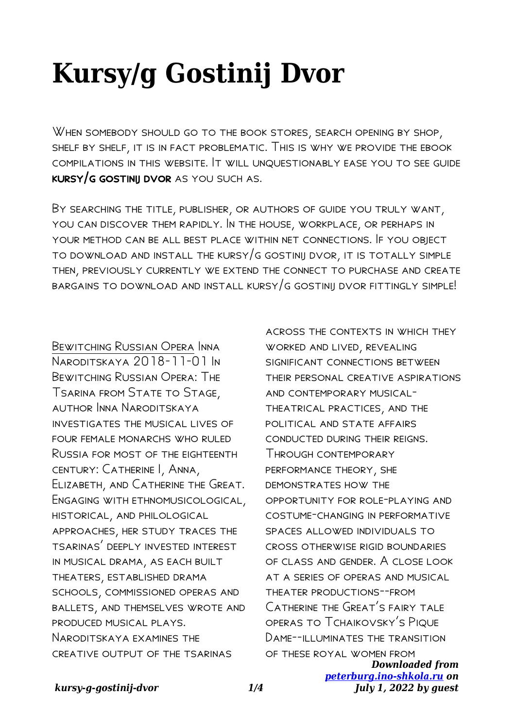# Kursy/g Gostinij Dvor

When somebody should go to the book stores, search opening by shop, shelf by shelf, it is in fact problematic. This is why we provide the ebook compilations in this website. It will unquestionably ease you to see guide **kursy/g gostinij dvor** as you such as.

By searching the title, publisher, or authors of guide you truly want, you can discover them rapidly. In the house, workplace, or perhaps in your method can be all best place within net connections. If you object to download and install the kursy/g gostinij dvor, it is totally simple then, previously currently we extend the connect to purchase and create bargains to download and install kursy/g gostinij dvor fittingly simple!

Bewitching Russian Opera Inna Naroditskaya 2018-11-01 In Bewitching Russian Opera: The Tsarina from State to Stage, author Inna Naroditskaya investigates the musical lives of four female monarchs who ruled Russia for most of the eighteenth century: Catherine I, Anna, Elizabeth, and Catherine the Great. Engaging with ethnomusicological, historical, and philological approaches, her study traces the tsarinas' deeply invested interest in musical drama, as each built theaters, established drama schools, commissioned operas and ballets, and themselves wrote and produced musical plays. Naroditskaya examines the creative output of the tsarinas across the contexts in which they worked and lived, revealing significant connections between their personal creative aspirations and contemporary musical-theatrical practices, and the political and state affairs conducted during their reigns. Through contemporary performance theory, she demonstrates how the opportunity for role-playing and costume-changing in performative spaces allowed individuals to cross otherwise rigid boundaries of class and gender. A close look at a series of operas and musical theater productions--from Catherine the Great's fairy tale operas to Tchaikovsky's Pique Dame--illuminates the transition of these royal women from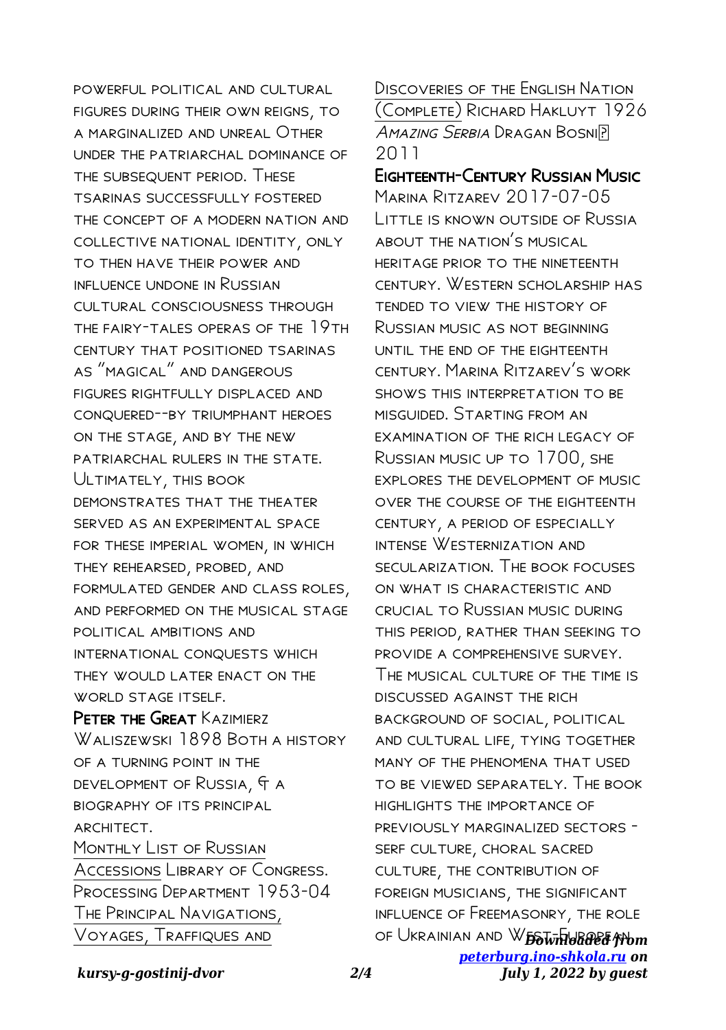powerful political and cultural figures during their own reigns, to a marginalized and unreal Other under the patriarchal dominance of the subsequent period. These tsarinas successfully fostered the concept of a modern nation and collective national identity, only to then have their power and influence undone in Russian cultural consciousness through the fairy-tales operas of the 19th century that positioned tsarinas as "magical" and dangerous figures rightfully displaced and conquered--by triumphant heroes on the stage, and by the new patriarchal rulers in the state. Ultimately, this book demonstrates that the theater served as an experimental space for these imperial women, in which they rehearsed, probed, and formulated gender and class roles, and performed on the musical stage political ambitions and international conquests which they would later enact on the world stage itself.

**Peter the Great** Kazimierz Waliszewski 1898 Both a history of a turning point in the development of Russia, & a biography of its principal architect.

Monthly List of Russian Accessions Library of Congress. Processing Department 1953-04

The Principal Navigations, Voyages, Traffiques and Discoveries of the English Nation (Complete) Richard Hakluyt 1926

*Amazing Serbia* Dragan Bosni? 2011

**Eighteenth-Century Russian Music** Marina Ritzarev 2017-07-05 Little is known outside of Russia about the nation's musical heritage prior to the nineteenth century. Western scholarship has tended to view the history of Russian music as not beginning until the end of the eighteenth century. Marina Ritzarev's work shows this interpretation to be misguided. Starting from an examination of the rich legacy of Russian music up to 1700, she explores the development of music over the course of the eighteenth century, a period of especially intense Westernization and secularization. The book focuses on what is characteristic and crucial to Russian music during this period, rather than seeking to provide a comprehensive survey. The musical culture of the time is discussed against the rich background of social, political and cultural life, tying together many of the phenomena that used to be viewed separately. The book highlights the importance of previously marginalized sectors - serf culture, choral sacred culture, the contribution of foreign musicians, the significant influence of Freemasonry, the role of Ukrainian and West-European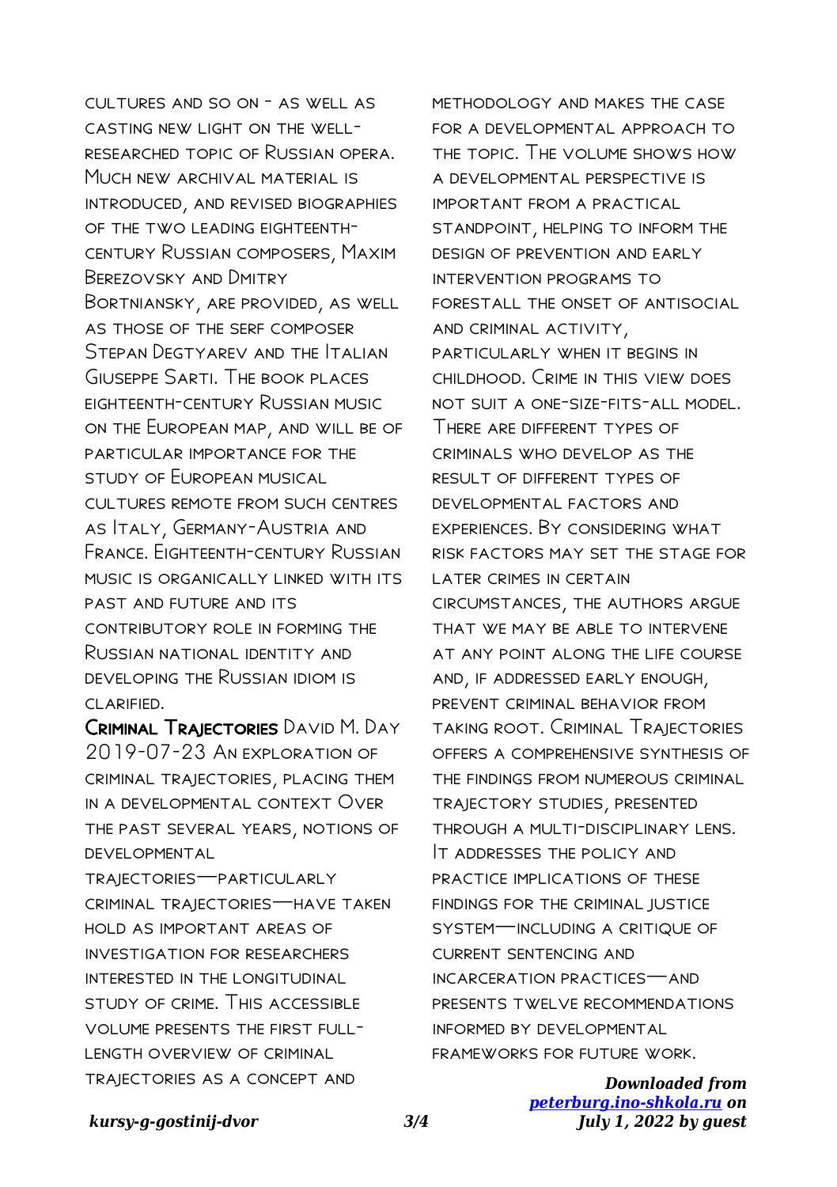cultures and so on - as well as casting new light on the well-researched topic of Russian opera. Much new archival material is introduced, and revised biographies of the two leading eighteenth-century Russian composers, Maxim Berezovsky and Dmitry Bortniansky, are provided, as well as those of the serf composer Stepan Degtyarev and the Italian Giuseppe Sarti. The book places eighteenth-century Russian music on the European map, and will be of particular importance for the study of European musical cultures remote from such centres as Italy, Germany-Austria and France. Eighteenth-century Russian music is organically linked with its past and future and its contributory role in forming the Russian national identity and developing the Russian idiom is clarified.

**Criminal Trajectories** David M. Day 2019-07-23 An exploration of criminal trajectories, placing them in a developmental context Over the past several years, notions of developmental trajectories—particularly criminal trajectories—have taken hold as important areas of investigation for researchers interested in the longitudinal study of crime. This accessible volume presents the first full-length overview of criminal trajectories as a concept and methodology and makes the case for a developmental approach to the topic. The volume shows how a developmental perspective is important from a practical standpoint, helping to inform the design of prevention and early intervention programs to forestall the onset of antisocial and criminal activity, particularly when it begins in childhood. Crime in this view does not suit a one-size-fits-all model. There are different types of criminals who develop as the result of different types of developmental factors and experiences. By considering what risk factors may set the stage for later crimes in certain circumstances, the authors argue that we may be able to intervene at any point along the life course and, if addressed early enough, prevent criminal behavior from taking root. Criminal Trajectories offers a comprehensive synthesis of the findings from numerous criminal trajectory studies, presented through a multi-disciplinary lens. It addresses the policy and practice implications of these findings for the criminal justice system—including a critique of current sentencing and incarceration practices—and presents twelve recommendations informed by developmental frameworks for future work.